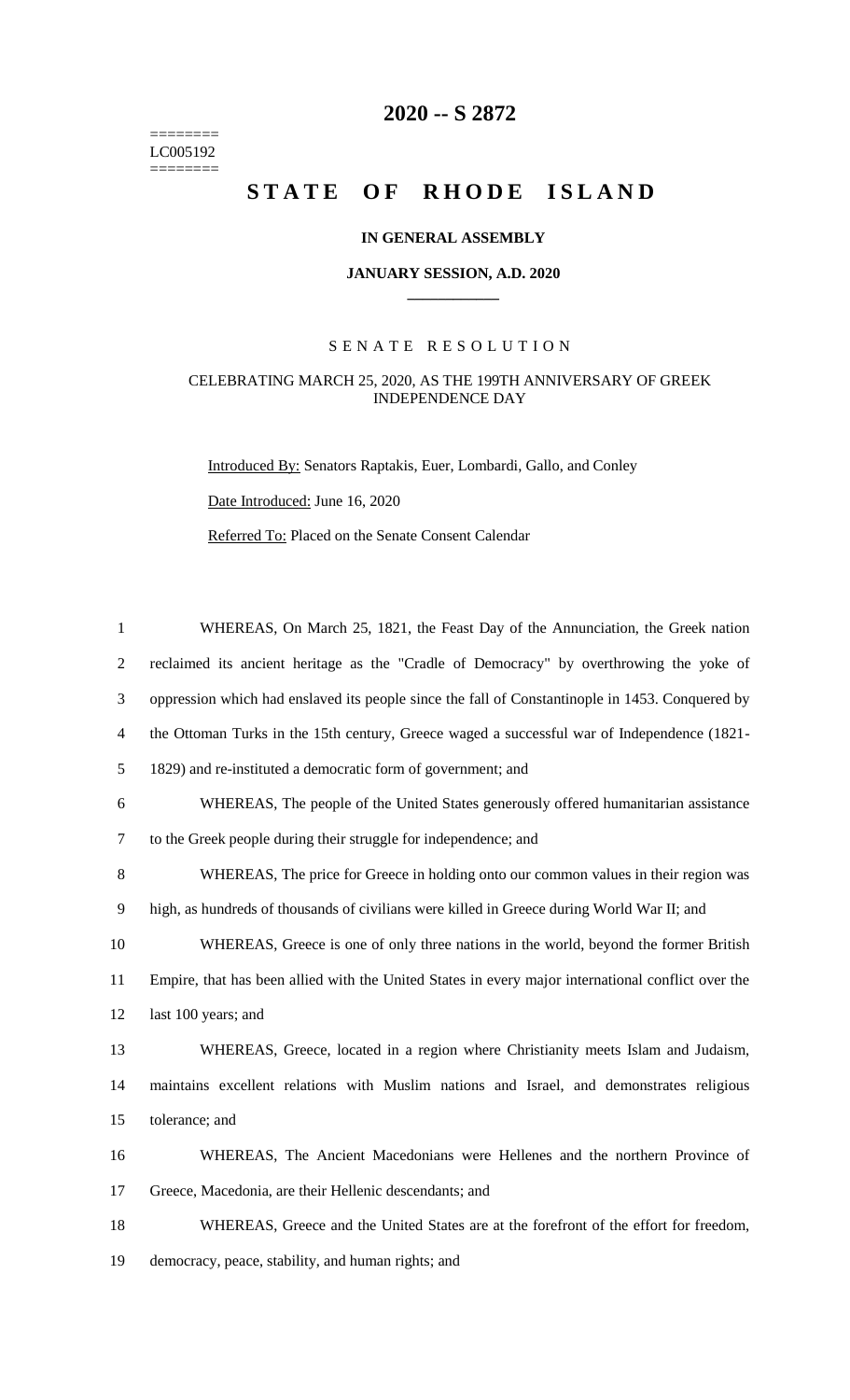========
LC005192
========

# 2020 -- S 2872

# STATE OF RHODE ISLAND

### IN GENERAL ASSEMBLY

### JANUARY SESSION, A.D. 2020

## SENATE RESOLUTION

CELEBRATING MARCH 25, 2020, AS THE 199TH ANNIVERSARY OF GREEK INDEPENDENCE DAY

Introduced By: Senators Raptakis, Euer, Lombardi, Gallo, and Conley

Date Introduced: June 16, 2020

Referred To: Placed on the Senate Consent Calendar

1 WHEREAS, On March 25, 1821, the Feast Day of the Annunciation, the Greek nation
2 reclaimed its ancient heritage as the "Cradle of Democracy" by overthrowing the yoke of
3 oppression which had enslaved its people since the fall of Constantinople in 1453. Conquered by
4 the Ottoman Turks in the 15th century, Greece waged a successful war of Independence (1821-
5 1829) and re-instituted a democratic form of government; and

6 WHEREAS, The people of the United States generously offered humanitarian assistance
7 to the Greek people during their struggle for independence; and

8 WHEREAS, The price for Greece in holding onto our common values in their region was
9 high, as hundreds of thousands of civilians were killed in Greece during World War II; and

10 WHEREAS, Greece is one of only three nations in the world, beyond the former British
11 Empire, that has been allied with the United States in every major international conflict over the
12 last 100 years; and

13 WHEREAS, Greece, located in a region where Christianity meets Islam and Judaism,
14 maintains excellent relations with Muslim nations and Israel, and demonstrates religious
15 tolerance; and

16 WHEREAS, The Ancient Macedonians were Hellenes and the northern Province of
17 Greece, Macedonia, are their Hellenic descendants; and

18 WHEREAS, Greece and the United States are at the forefront of the effort for freedom,
19 democracy, peace, stability, and human rights; and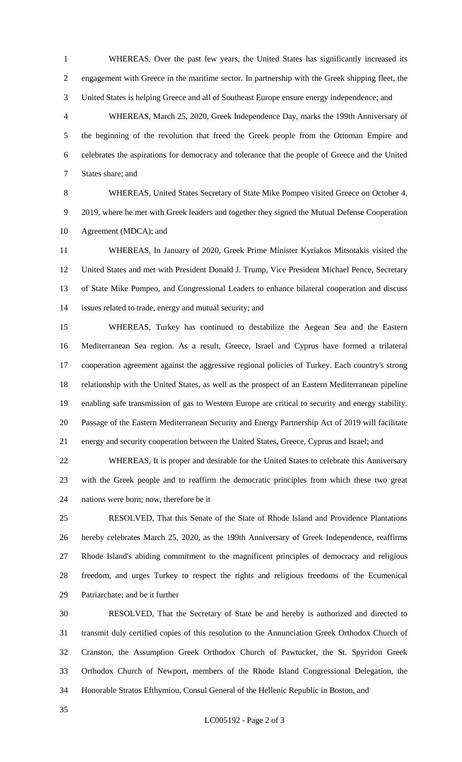WHEREAS, Over the past few years, the United States has significantly increased its engagement with Greece in the maritime sector. In partnership with the Greek shipping fleet, the United States is helping Greece and all of Southeast Europe ensure energy independence; and

WHEREAS, March 25, 2020, Greek Independence Day, marks the 199th Anniversary of the beginning of the revolution that freed the Greek people from the Ottoman Empire and celebrates the aspirations for democracy and tolerance that the people of Greece and the United States share; and

WHEREAS, United States Secretary of State Mike Pompeo visited Greece on October 4, 2019, where he met with Greek leaders and together they signed the Mutual Defense Cooperation Agreement (MDCA); and

WHEREAS, In January of 2020, Greek Prime Minister Kyriakos Mitsotakis visited the United States and met with President Donald J. Trump, Vice President Michael Pence, Secretary of State Mike Pompeo, and Congressional Leaders to enhance bilateral cooperation and discuss issues related to trade, energy and mutual security; and

WHEREAS, Turkey has continued to destabilize the Aegean Sea and the Eastern Mediterranean Sea region. As a result, Greece, Israel and Cyprus have formed a trilateral cooperation agreement against the aggressive regional policies of Turkey. Each country's strong relationship with the United States, as well as the prospect of an Eastern Mediterranean pipeline enabling safe transmission of gas to Western Europe are critical to security and energy stability. Passage of the Eastern Mediterranean Security and Energy Partnership Act of 2019 will facilitate energy and security cooperation between the United States, Greece, Cyprus and Israel; and

WHEREAS, It is proper and desirable for the United States to celebrate this Anniversary with the Greek people and to reaffirm the democratic principles from which these two great nations were born; now, therefore be it

RESOLVED, That this Senate of the State of Rhode Island and Providence Plantations hereby celebrates March 25, 2020, as the 199th Anniversary of Greek Independence, reaffirms Rhode Island's abiding commitment to the magnificent principles of democracy and religious freedom, and urges Turkey to respect the rights and religious freedoms of the Ecumenical Patriarchate; and be it further

RESOLVED, That the Secretary of State be and hereby is authorized and directed to transmit duly certified copies of this resolution to the Annunciation Greek Orthodox Church of Cranston, the Assumption Greek Orthodox Church of Pawtucket, the St. Spyridon Greek Orthodox Church of Newport, members of the Rhode Island Congressional Delegation, the Honorable Stratos Efthymiou, Consul General of the Hellenic Republic in Boston, and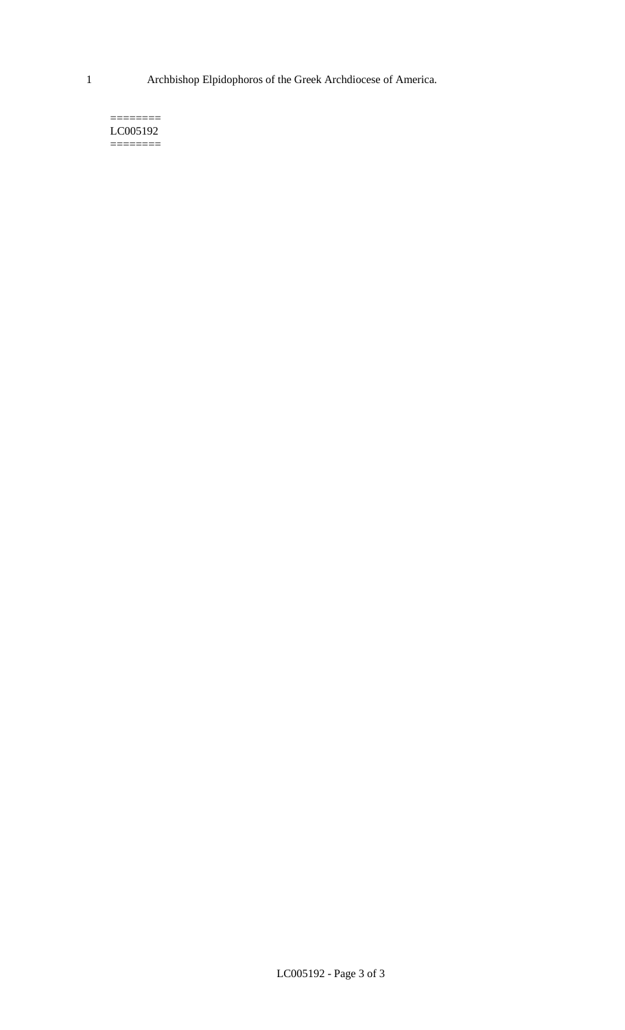1 Archbishop Elpidophoros of the Greek Archdiocese of America.

========
LC005192
========